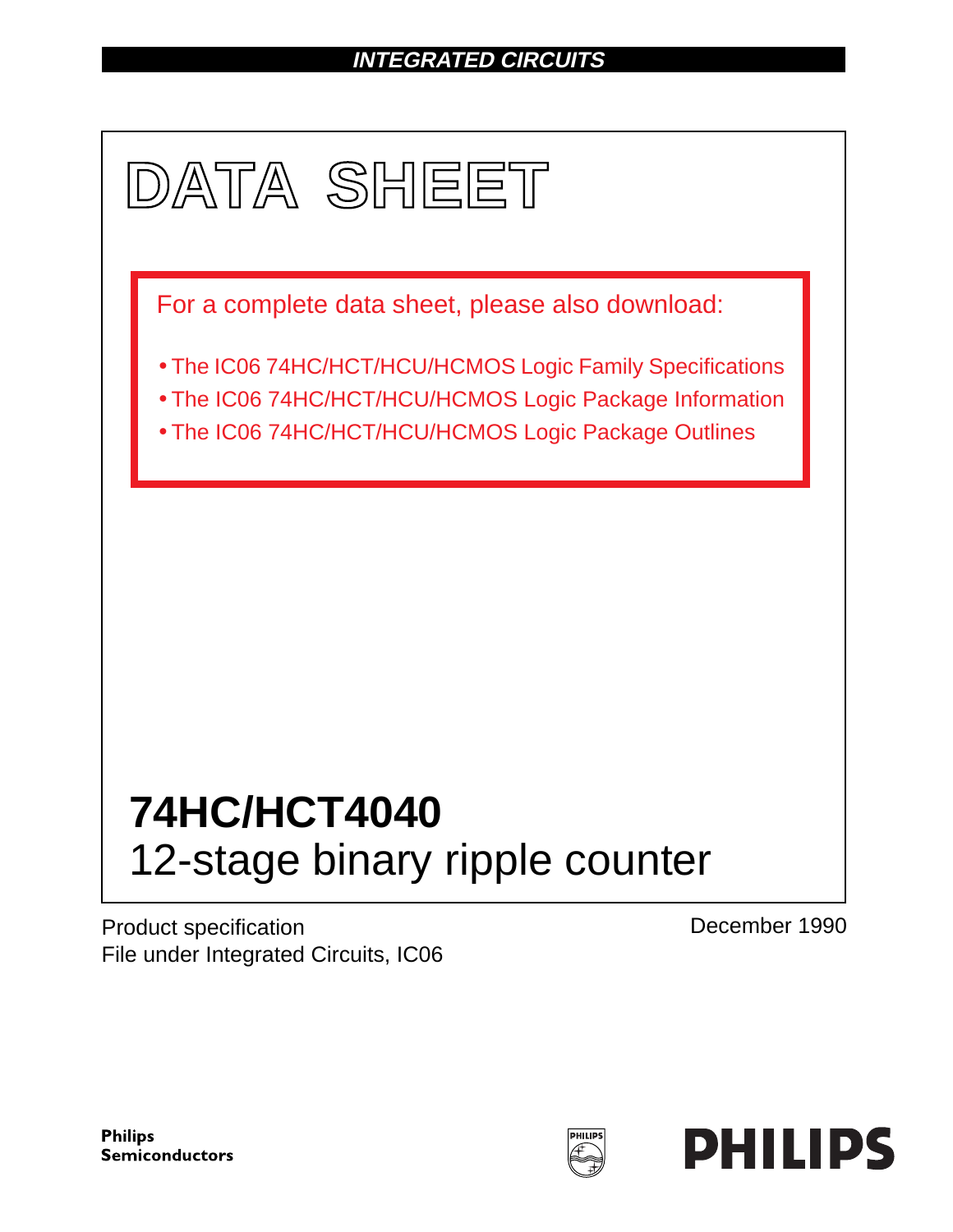INTEGRATED CIRCUITS

# DATA SHEET

For a complete data sheet, please also download:

- The IC06 74HC/HCT/HCU/HCMOS Logic Family Specifications
- The IC06 74HC/HCT/HCU/HCMOS Logic Package Information
- The IC06 74HC/HCT/HCU/HCMOS Logic Package Outlines

# 74HC/HCT4040
## 12-stage binary ripple counter

Product specification
File under Integrated Circuits, IC06

December 1990

**Philips Semiconductors**

**PHILIPS**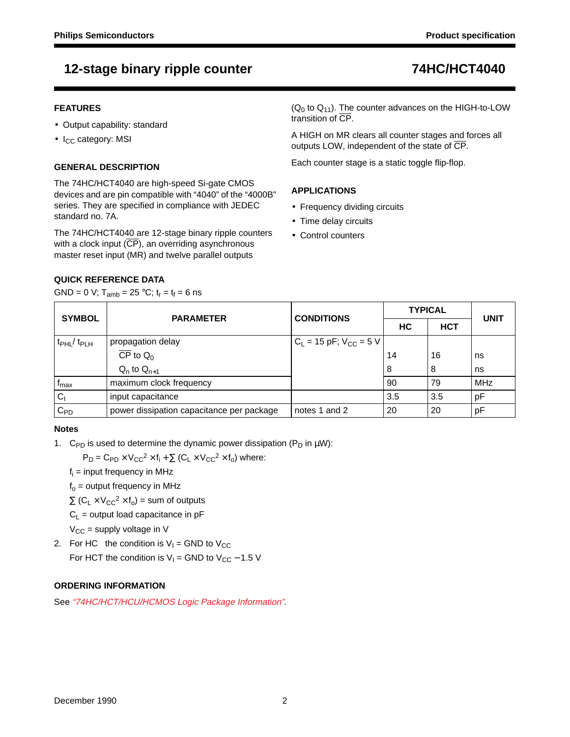# 12-stage binary ripple counter — 74HC/HCT4040

## FEATURES

- Output capability: standard
- $I_{CC}$ category: MSI

## GENERAL DESCRIPTION

The 74HC/HCT4040 are high-speed Si-gate CMOS devices and are pin compatible with “4040” of the “4000B” series. They are specified in compliance with JEDEC standard no. 7A.

The 74HC/HCT4040 are 12-stage binary ripple counters with a clock input ($\overline{CP}$), an overriding asynchronous master reset input (MR) and twelve parallel outputs ($Q_0$ to $Q_{11}$). The counter advances on the HIGH-to-LOW transition of $\overline{CP}$.

A HIGH on MR clears all counter stages and forces all outputs LOW, independent of the state of $\overline{CP}$.

Each counter stage is a static toggle flip-flop.

## APPLICATIONS

- Frequency dividing circuits
- Time delay circuits
- Control counters

## QUICK REFERENCE DATA

GND = 0 V; $T_{amb}$ = 25 °C; $t_r = t_f$ = 6 ns

| SYMBOL | PARAMETER | CONDITIONS | TYPICAL | | UNIT |
|---|---|---|---|---|---|
| | | | HC | HCT | |
| $t_{PHL}$/ $t_{PLH}$ | propagation delay | $C_L$ = 15 pF; $V_{CC}$ = 5 V | | | |
| | $\overline{CP}$ to $Q_0$ | | 14 | 16 | ns |
| | $Q_n$ to $Q_{n+1}$ | | 8 | 8 | ns |
| $f_{max}$ | maximum clock frequency | | 90 | 79 | MHz |
| $C_I$ | input capacitance | | 3.5 | 3.5 | pF |
| $C_{PD}$ | power dissipation capacitance per package | notes 1 and 2 | 20 | 20 | pF |

### Notes

1. $C_{PD}$ is used to determine the dynamic power dissipation ($P_D$ in μW):

   $P_D = C_{PD} \times V_{CC}^2 \times f_i + \sum (C_L \times V_{CC}^2 \times f_o)$ where:

   $f_i$ = input frequency in MHz

   $f_o$ = output frequency in MHz

   $\sum (C_L \times V_{CC}^2 \times f_o)$ = sum of outputs

   $C_L$ = output load capacitance in pF

   $V_{CC}$ = supply voltage in V

2. For HC the condition is $V_I$ = GND to $V_{CC}$

   For HCT the condition is $V_I$ = GND to $V_{CC}$ − 1.5 V

## ORDERING INFORMATION

See *“74HC/HCT/HCU/HCMOS Logic Package Information”*.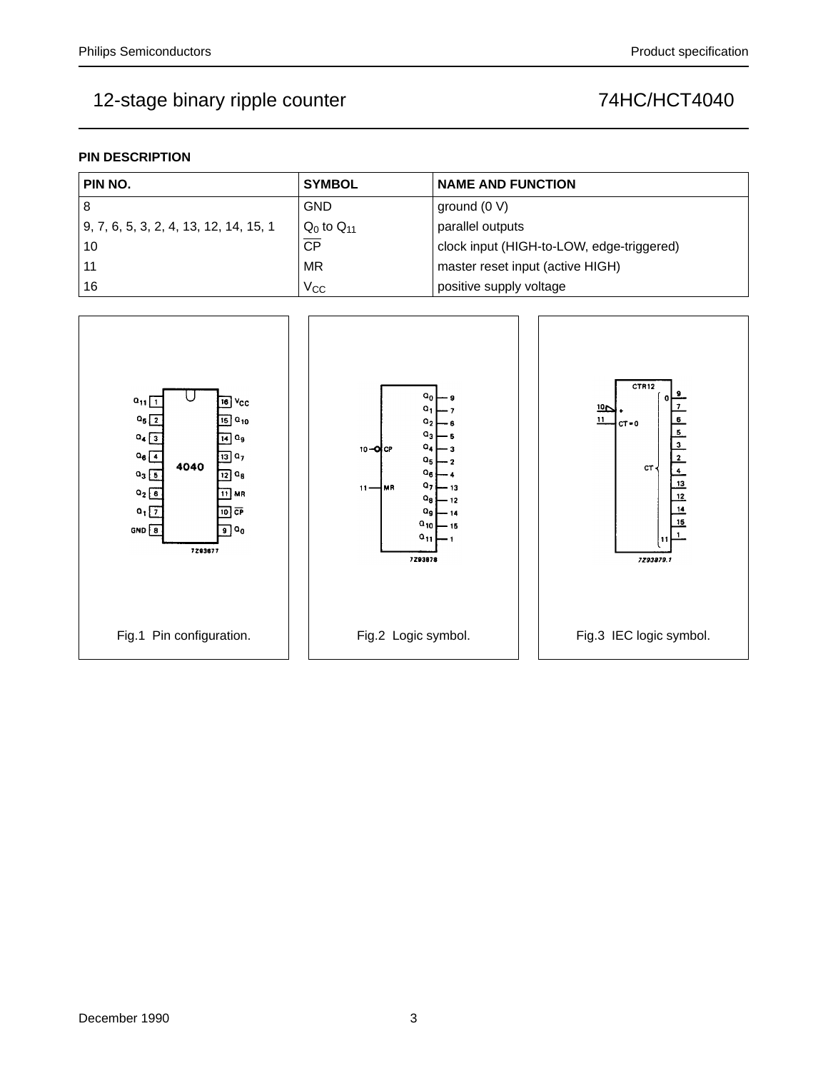## PIN DESCRIPTION

| PIN NO. | SYMBOL | NAME AND FUNCTION |
|---|---|---|
| 8 | GND | ground (0 V) |
| 9, 7, 6, 5, 3, 2, 4, 13, 12, 14, 15, 1 | $Q_0$ to $Q_{11}$ | parallel outputs |
| 10 | $\overline{CP}$ | clock input (HIGH-to-LOW, edge-triggered) |
| 11 | MR | master reset input (active HIGH) |
| 16 | $V_{CC}$ | positive supply voltage |

Fig.1 Pin configuration.

Fig.2 Logic symbol.

Fig.3 IEC logic symbol.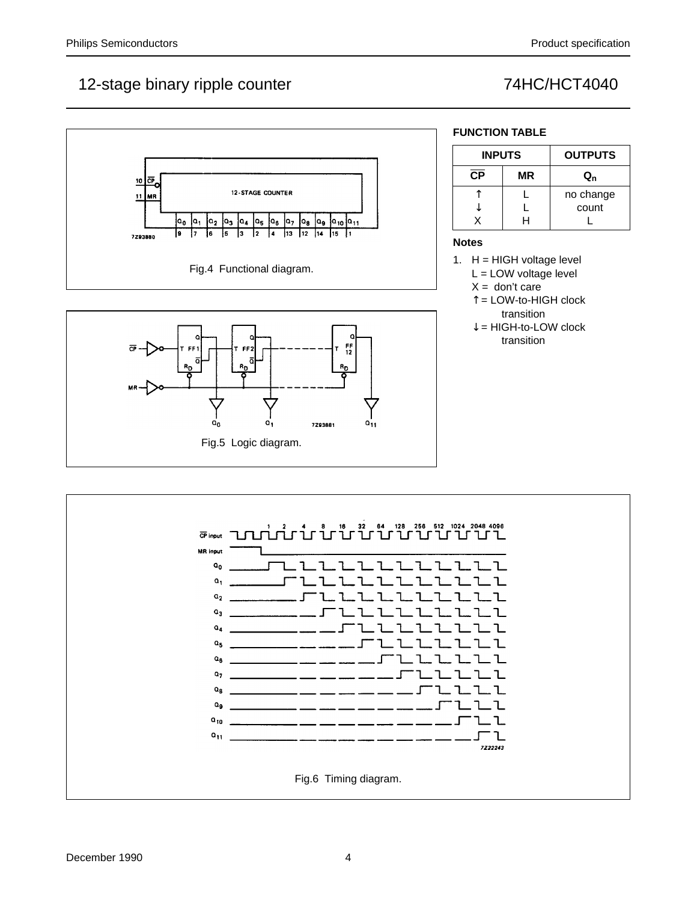## FUNCTION TABLE

| INPUTS | | OUTPUTS |
|---|---|---|
| $\overline{CP}$ | MR | $Q_n$ |
| ↑ | L | no change |
| ↓ | L | count |
| X | H | L |

### Notes

1. H = HIGH voltage level
   L = LOW voltage level
   X = don't care
   ↑ = LOW-to-HIGH clock transition
   ↓ = HIGH-to-LOW clock transition

Fig.4 Functional diagram.

Fig.5 Logic diagram.

Fig.6 Timing diagram.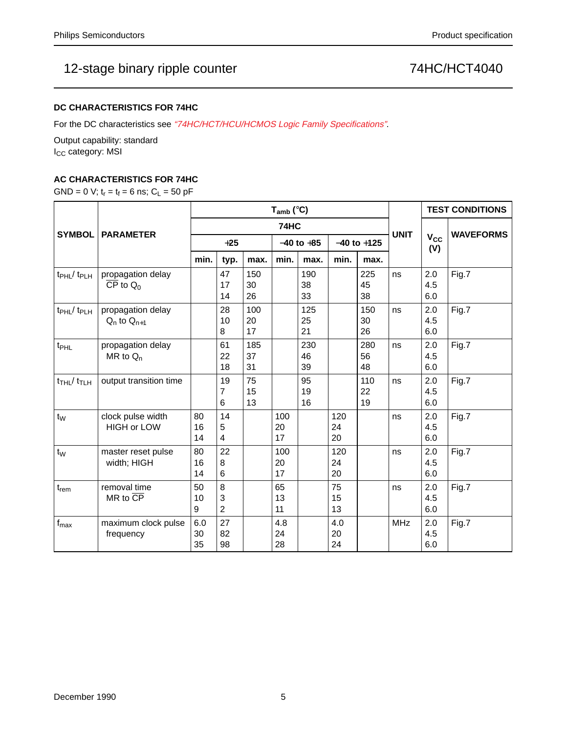# 12-stage binary ripple counter — 74HC/HCT4040

### DC CHARACTERISTICS FOR 74HC

For the DC characteristics see *"74HC/HCT/HCU/HCMOS Logic Family Specifications"*.

Output capability: standard
$I_{CC}$ category: MSI

### AC CHARACTERISTICS FOR 74HC

GND = 0 V; $t_r = t_f = 6$ ns; $C_L = 50$ pF

| SYMBOL | PARAMETER | $T_{amb}$ (°C) | | | | | | | UNIT | TEST CONDITIONS | |
|---|---|---|---|---|---|---|---|---|---|---|---|
| | | 74HC | | | | | | | | $V_{CC}$ (V) | WAVEFORMS |
| | | +25 | | | −40 to +85 | | −40 to +125 | | | | |
| | | min. | typ. | max. | min. | max. | min. | max. | | | |
| $t_{PHL}$/ $t_{PLH}$ | propagation delay $\overline{CP}$ to $Q_0$ | | 47<br>17<br>14 | 150<br>30<br>26 | | 190<br>38<br>33 | | 225<br>45<br>38 | ns | 2.0<br>4.5<br>6.0 | Fig.7 |
| $t_{PHL}$/ $t_{PLH}$ | propagation delay $Q_n$ to $Q_{n+1}$ | | 28<br>10<br>8 | 100<br>20<br>17 | | 125<br>25<br>21 | | 150<br>30<br>26 | ns | 2.0<br>4.5<br>6.0 | Fig.7 |
| $t_{PHL}$ | propagation delay MR to $Q_n$ | | 61<br>22<br>18 | 185<br>37<br>31 | | 230<br>46<br>39 | | 280<br>56<br>48 | ns | 2.0<br>4.5<br>6.0 | Fig.7 |
| $t_{THL}$/ $t_{TLH}$ | output transition time | | 19<br>7<br>6 | 75<br>15<br>13 | | 95<br>19<br>16 | | 110<br>22<br>19 | ns | 2.0<br>4.5<br>6.0 | Fig.7 |
| $t_W$ | clock pulse width HIGH or LOW | 80<br>16<br>14 | 14<br>5<br>4 | | 100<br>20<br>17 | | 120<br>24<br>20 | | ns | 2.0<br>4.5<br>6.0 | Fig.7 |
| $t_W$ | master reset pulse width; HIGH | 80<br>16<br>14 | 22<br>8<br>6 | | 100<br>20<br>17 | | 120<br>24<br>20 | | ns | 2.0<br>4.5<br>6.0 | Fig.7 |
| $t_{rem}$ | removal time MR to $\overline{CP}$ | 50<br>10<br>9 | 8<br>3<br>2 | | 65<br>13<br>11 | | 75<br>15<br>13 | | ns | 2.0<br>4.5<br>6.0 | Fig.7 |
| $f_{max}$ | maximum clock pulse frequency | 6.0<br>30<br>35 | 27<br>82<br>98 | | 4.8<br>24<br>28 | | 4.0<br>20<br>24 | | MHz | 2.0<br>4.5<br>6.0 | Fig.7 |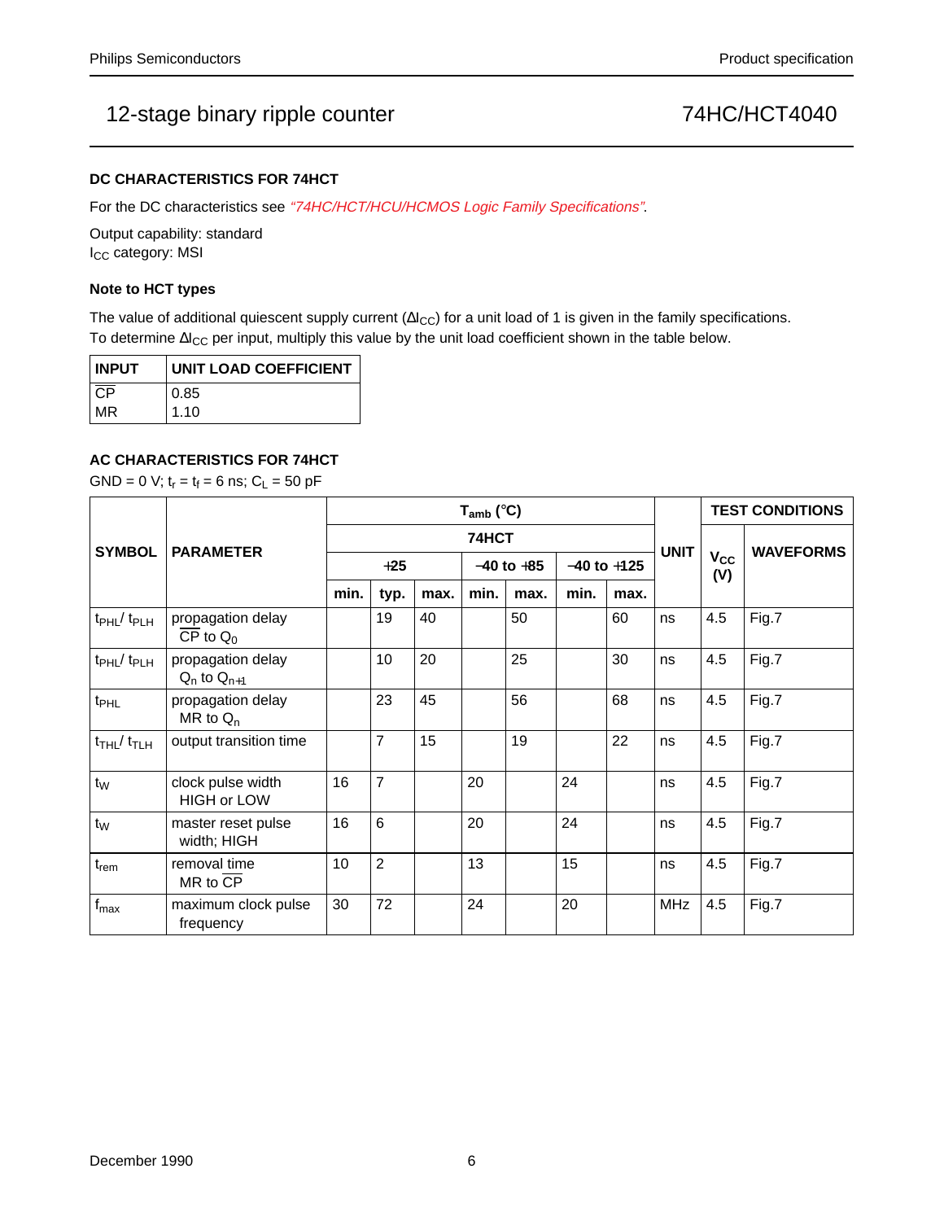## 12-stage binary ripple counter — 74HC/HCT4040

### DC CHARACTERISTICS FOR 74HCT

For the DC characteristics see *"74HC/HCT/HCU/HCMOS Logic Family Specifications"*.

Output capability: standard
$I_{CC}$ category: MSI

### Note to HCT types

The value of additional quiescent supply current ($\Delta I_{CC}$) for a unit load of 1 is given in the family specifications.
To determine $\Delta I_{CC}$ per input, multiply this value by the unit load coefficient shown in the table below.

| INPUT | UNIT LOAD COEFFICIENT |
|---|---|
| $\overline{CP}$ | 0.85 |
| MR | 1.10 |

### AC CHARACTERISTICS FOR 74HCT

GND = 0 V; $t_r = t_f = 6$ ns; $C_L = 50$ pF

| SYMBOL | PARAMETER | $T_{amb}$ (°C) | | | | | | | UNIT | TEST CONDITIONS | |
|---|---|---|---|---|---|---|---|---|---|---|---|
| | | 74HCT | | | | | | | | $V_{CC}$ (V) | WAVEFORMS |
| | | +25 | | | −40 to +85 | | −40 to +125 | | | | |
| | | min. | typ. | max. | min. | max. | min. | max. | | | |
| $t_{PHL}/t_{PLH}$ | propagation delay $\overline{CP}$ to $Q_0$ | | 19 | 40 | | 50 | | 60 | ns | 4.5 | Fig.7 |
| $t_{PHL}/t_{PLH}$ | propagation delay $Q_n$ to $Q_{n+1}$ | | 10 | 20 | | 25 | | 30 | ns | 4.5 | Fig.7 |
| $t_{PHL}$ | propagation delay MR to $Q_n$ | | 23 | 45 | | 56 | | 68 | ns | 4.5 | Fig.7 |
| $t_{THL}/t_{TLH}$ | output transition time | | 7 | 15 | | 19 | | 22 | ns | 4.5 | Fig.7 |
| $t_W$ | clock pulse width HIGH or LOW | 16 | 7 | | 20 | | 24 | | ns | 4.5 | Fig.7 |
| $t_W$ | master reset pulse width; HIGH | 16 | 6 | | 20 | | 24 | | ns | 4.5 | Fig.7 |
| $t_{rem}$ | removal time MR to $\overline{CP}$ | 10 | 2 | | 13 | | 15 | | ns | 4.5 | Fig.7 |
| $f_{max}$ | maximum clock pulse frequency | 30 | 72 | | 24 | | 20 | | MHz | 4.5 | Fig.7 |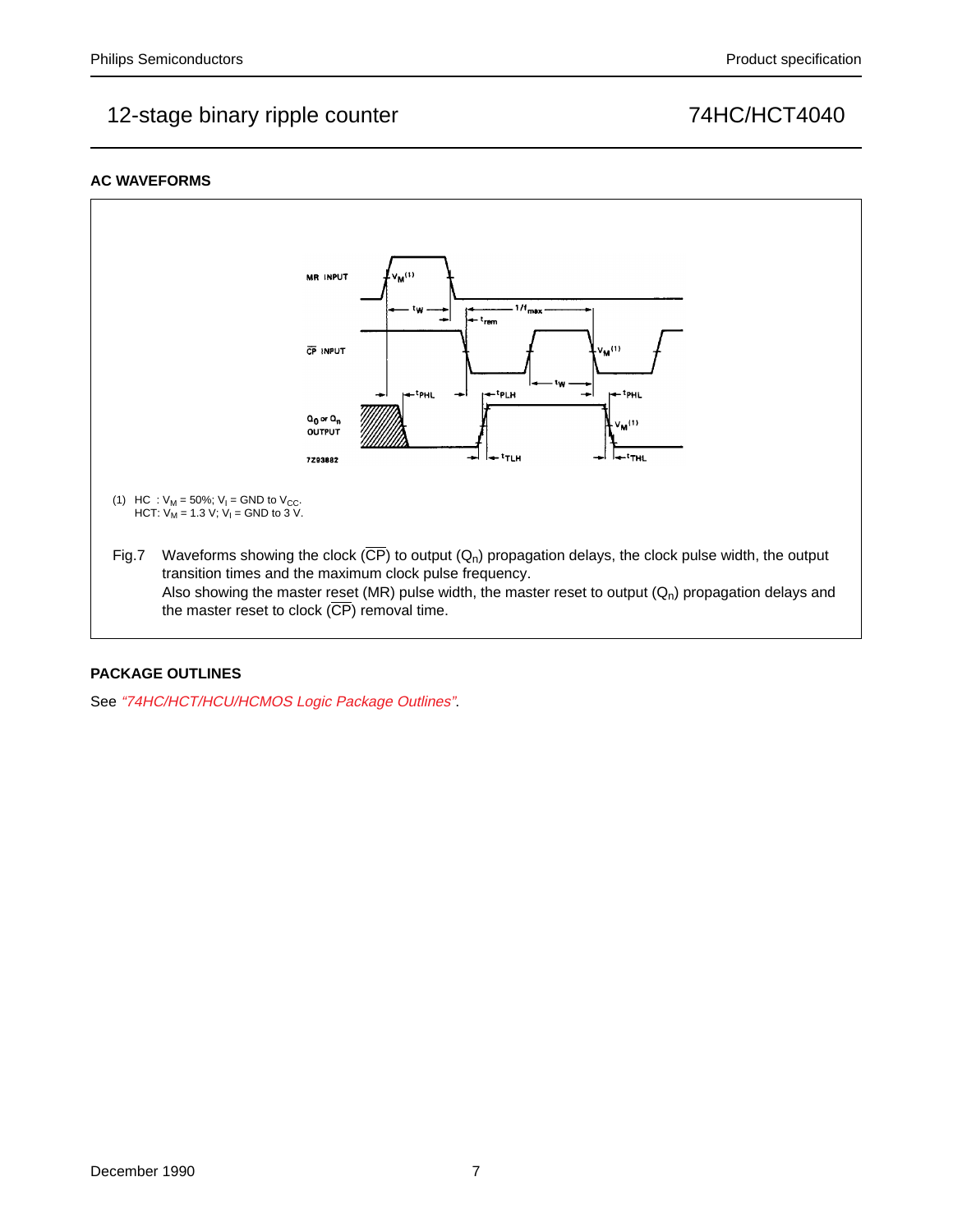## AC WAVEFORMS

MR INPUT

$V_M^{(1)}$

$t_W$

$1/f_{max}$

$t_{rem}$

$\overline{CP}$ INPUT

$V_M^{(1)}$

$t_W$

$t_{PHL}$

$t_{PLH}$

$t_{PHL}$

$Q_0$ or $Q_n$ OUTPUT

$V_M^{(1)}$

7Z93882

$t_{TLH}$

$t_{THL}$

(1) HC : $V_M$ = 50%; $V_I$ = GND to $V_{CC}$.
HCT: $V_M$ = 1.3 V; $V_I$ = GND to 3 V.

Fig.7 Waveforms showing the clock ($\overline{CP}$) to output ($Q_n$) propagation delays, the clock pulse width, the output transition times and the maximum clock pulse frequency.
Also showing the master reset (MR) pulse width, the master reset to output ($Q_n$) propagation delays and the master reset to clock ($\overline{CP}$) removal time.

## PACKAGE OUTLINES

See *"74HC/HCT/HCU/HCMOS Logic Package Outlines"*.